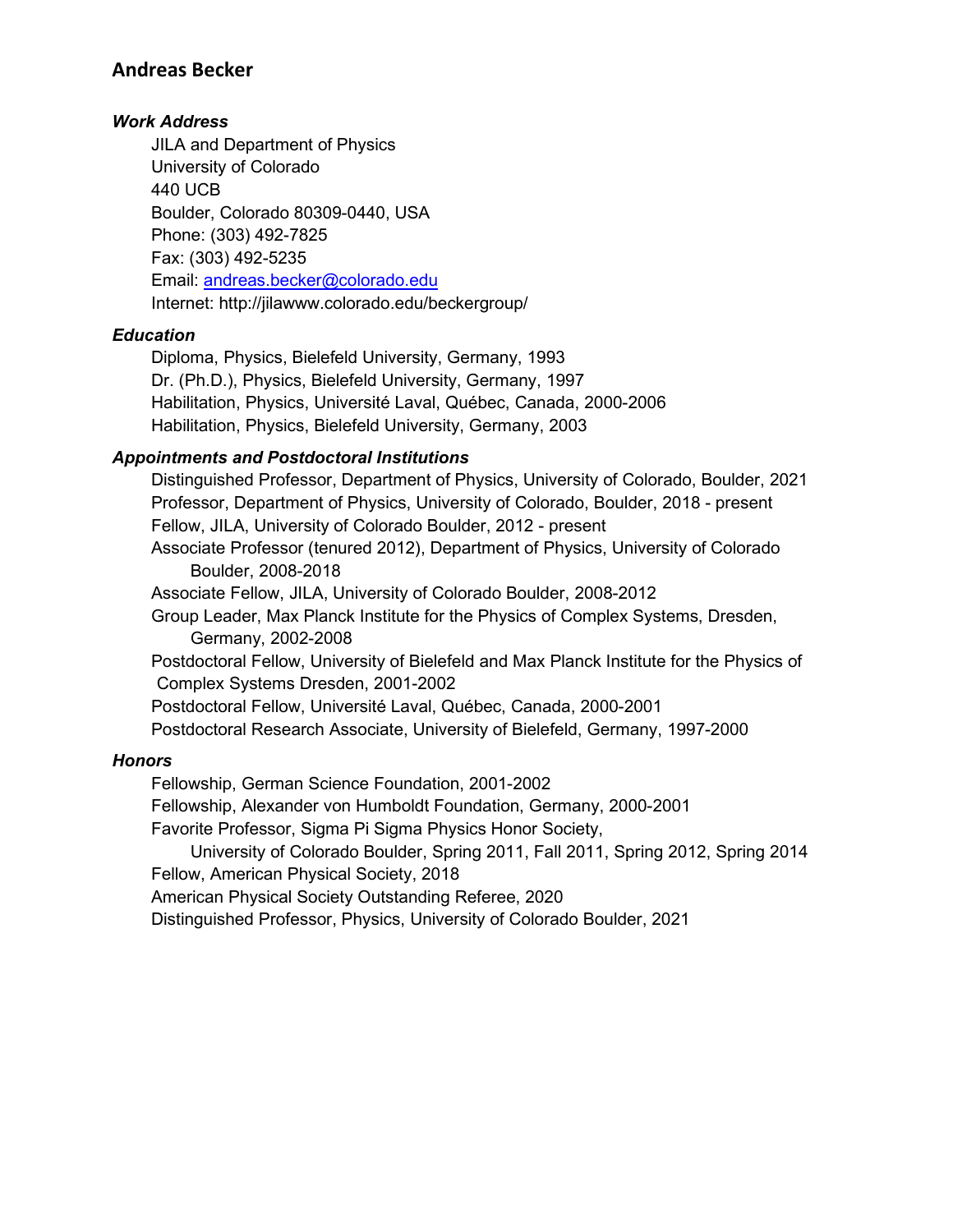# Andreas Becker

### *Work Address*

JILA and Department of Physics
University of Colorado
440 UCB
Boulder, Colorado 80309-0440, USA
Phone: (303) 492-7825
Fax: (303) 492-5235
Email: andreas.becker@colorado.edu
Internet: http://jilawww.colorado.edu/beckergroup/

### *Education*

Diploma, Physics, Bielefeld University, Germany, 1993
Dr. (Ph.D.), Physics, Bielefeld University, Germany, 1997
Habilitation, Physics, Université Laval, Québec, Canada, 2000-2006
Habilitation, Physics, Bielefeld University, Germany, 2003

### *Appointments and Postdoctoral Institutions*

Distinguished Professor, Department of Physics, University of Colorado, Boulder, 2021
Professor, Department of Physics, University of Colorado, Boulder, 2018 - present
Fellow, JILA, University of Colorado Boulder, 2012 - present
Associate Professor (tenured 2012), Department of Physics, University of Colorado Boulder, 2008-2018
Associate Fellow, JILA, University of Colorado Boulder, 2008-2012
Group Leader, Max Planck Institute for the Physics of Complex Systems, Dresden, Germany, 2002-2008
Postdoctoral Fellow, University of Bielefeld and Max Planck Institute for the Physics of Complex Systems Dresden, 2001-2002
Postdoctoral Fellow, Université Laval, Québec, Canada, 2000-2001
Postdoctoral Research Associate, University of Bielefeld, Germany, 1997-2000

### *Honors*

Fellowship, German Science Foundation, 2001-2002
Fellowship, Alexander von Humboldt Foundation, Germany, 2000-2001
Favorite Professor, Sigma Pi Sigma Physics Honor Society, University of Colorado Boulder, Spring 2011, Fall 2011, Spring 2012, Spring 2014
Fellow, American Physical Society, 2018
American Physical Society Outstanding Referee, 2020
Distinguished Professor, Physics, University of Colorado Boulder, 2021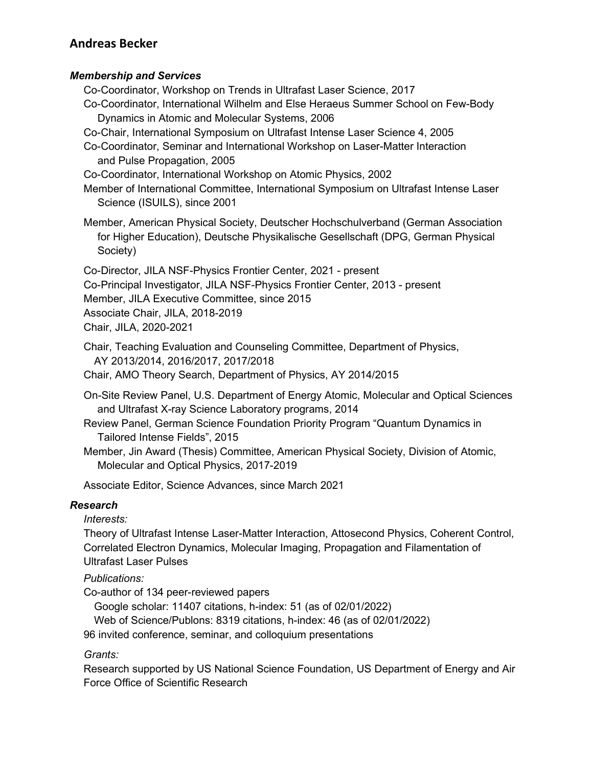# Andreas Becker

### *Membership and Services*

Co-Coordinator, Workshop on Trends in Ultrafast Laser Science, 2017
Co-Coordinator, International Wilhelm and Else Heraeus Summer School on Few-Body Dynamics in Atomic and Molecular Systems, 2006
Co-Chair, International Symposium on Ultrafast Intense Laser Science 4, 2005
Co-Coordinator, Seminar and International Workshop on Laser-Matter Interaction and Pulse Propagation, 2005
Co-Coordinator, International Workshop on Atomic Physics, 2002
Member of International Committee, International Symposium on Ultrafast Intense Laser Science (ISUILS), since 2001

Member, American Physical Society, Deutscher Hochschulverband (German Association for Higher Education), Deutsche Physikalische Gesellschaft (DPG, German Physical Society)

Co-Director, JILA NSF-Physics Frontier Center, 2021 - present
Co-Principal Investigator, JILA NSF-Physics Frontier Center, 2013 - present
Member, JILA Executive Committee, since 2015
Associate Chair, JILA, 2018-2019
Chair, JILA, 2020-2021

Chair, Teaching Evaluation and Counseling Committee, Department of Physics, AY 2013/2014, 2016/2017, 2017/2018
Chair, AMO Theory Search, Department of Physics, AY 2014/2015

On-Site Review Panel, U.S. Department of Energy Atomic, Molecular and Optical Sciences and Ultrafast X-ray Science Laboratory programs, 2014
Review Panel, German Science Foundation Priority Program "Quantum Dynamics in Tailored Intense Fields", 2015
Member, Jin Award (Thesis) Committee, American Physical Society, Division of Atomic, Molecular and Optical Physics, 2017-2019

Associate Editor, Science Advances, since March 2021

### *Research*

*Interests:*

Theory of Ultrafast Intense Laser-Matter Interaction, Attosecond Physics, Coherent Control, Correlated Electron Dynamics, Molecular Imaging, Propagation and Filamentation of Ultrafast Laser Pulses

*Publications:*

Co-author of 134 peer-reviewed papers
Google scholar: 11407 citations, h-index: 51 (as of 02/01/2022)
Web of Science/Publons: 8319 citations, h-index: 46 (as of 02/01/2022)
96 invited conference, seminar, and colloquium presentations

*Grants:*

Research supported by US National Science Foundation, US Department of Energy and Air Force Office of Scientific Research